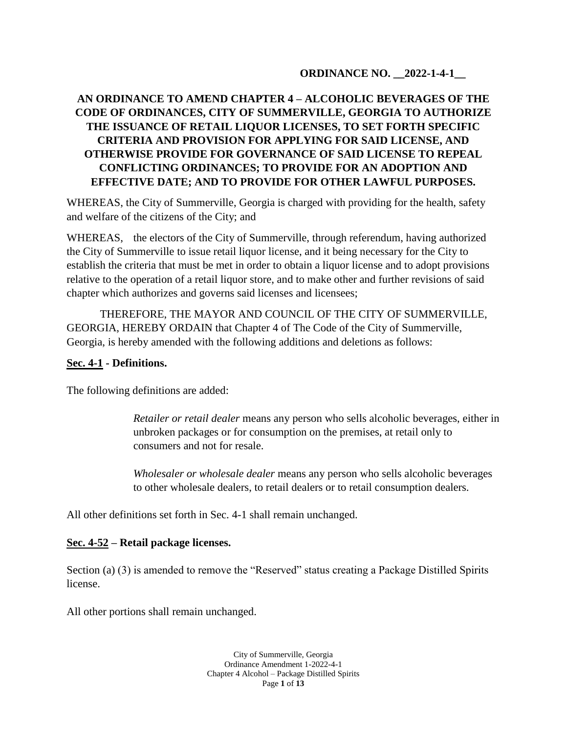**ORDINANCE NO. __2022-1-4-1__**

# AN ORDINANCE TO AMEND CHAPTER 4 – ALCOHOLIC BEVERAGES OF THE CODE OF ORDINANCES, CITY OF SUMMERVILLE, GEORGIA TO AUTHORIZE THE ISSUANCE OF RETAIL LIQUOR LICENSES, TO SET FORTH SPECIFIC CRITERIA AND PROVISION FOR APPLYING FOR SAID LICENSE, AND OTHERWISE PROVIDE FOR GOVERNANCE OF SAID LICENSE TO REPEAL CONFLICTING ORDINANCES; TO PROVIDE FOR AN ADOPTION AND EFFECTIVE DATE; AND TO PROVIDE FOR OTHER LAWFUL PURPOSES.

WHEREAS, the City of Summerville, Georgia is charged with providing for the health, safety and welfare of the citizens of the City; and

WHEREAS, the electors of the City of Summerville, through referendum, having authorized the City of Summerville to issue retail liquor license, and it being necessary for the City to establish the criteria that must be met in order to obtain a liquor license and to adopt provisions relative to the operation of a retail liquor store, and to make other and further revisions of said chapter which authorizes and governs said licenses and licensees;

THEREFORE, THE MAYOR AND COUNCIL OF THE CITY OF SUMMERVILLE, GEORGIA, HEREBY ORDAIN that Chapter 4 of The Code of the City of Summerville, Georgia, is hereby amended with the following additions and deletions as follows:

## Sec. 4-1 - Definitions.

The following definitions are added:

> *Retailer or retail dealer* means any person who sells alcoholic beverages, either in unbroken packages or for consumption on the premises, at retail only to consumers and not for resale.
>
> *Wholesaler or wholesale dealer* means any person who sells alcoholic beverages to other wholesale dealers, to retail dealers or to retail consumption dealers.

All other definitions set forth in Sec. 4-1 shall remain unchanged.

## Sec. 4-52 – Retail package licenses.

Section (a) (3) is amended to remove the "Reserved" status creating a Package Distilled Spirits license.

All other portions shall remain unchanged.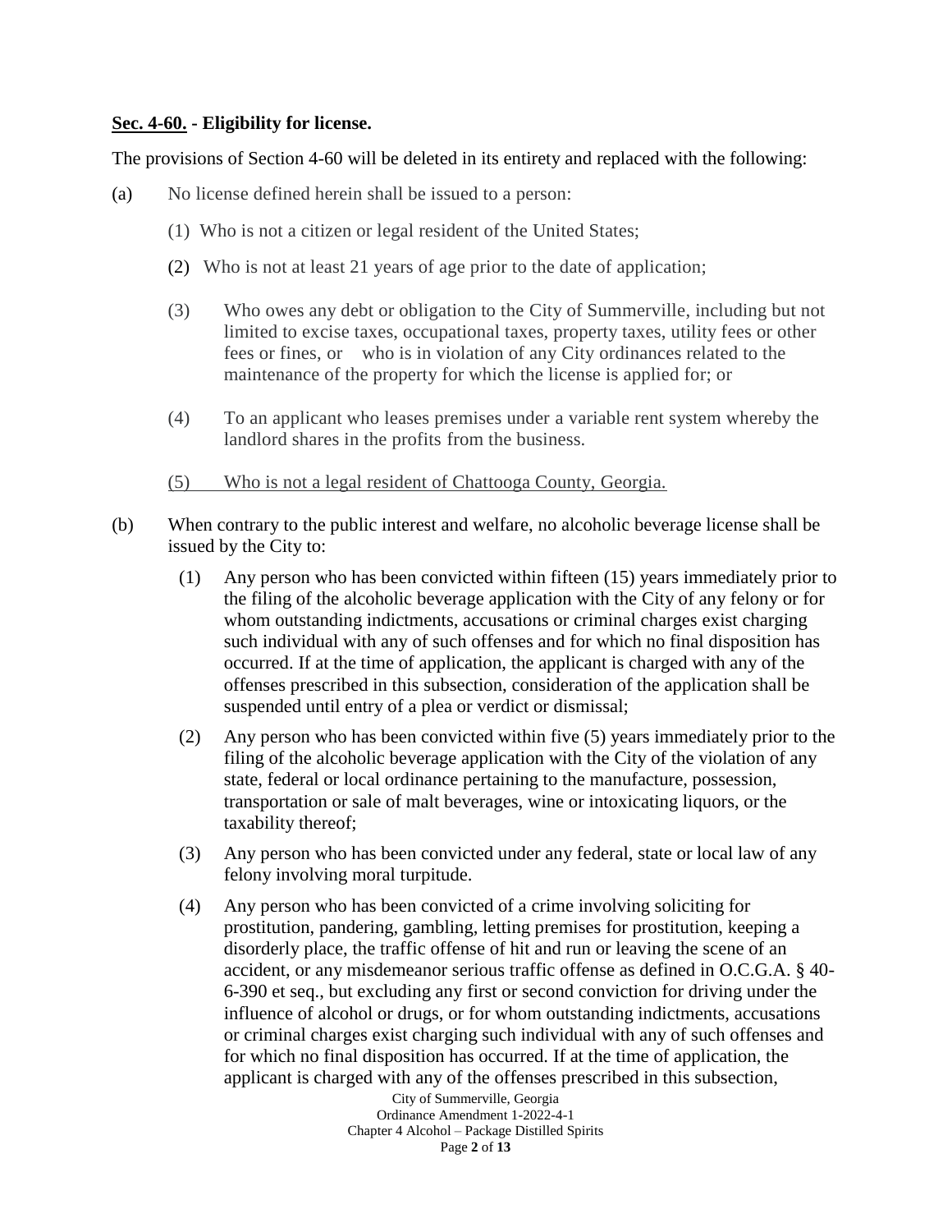**<u>Sec. 4-60.</u> - Eligibility for license.**

The provisions of Section 4-60 will be deleted in its entirety and replaced with the following:

(a) No license defined herein shall be issued to a person:

(1) Who is not a citizen or legal resident of the United States;

(2) Who is not at least 21 years of age prior to the date of application;

(3) Who owes any debt or obligation to the City of Summerville, including but not limited to excise taxes, occupational taxes, property taxes, utility fees or other fees or fines, or who is in violation of any City ordinances related to the maintenance of the property for which the license is applied for; or

(4) To an applicant who leases premises under a variable rent system whereby the landlord shares in the profits from the business.

<u>(5) Who is not a legal resident of Chattooga County, Georgia.</u>

(b) When contrary to the public interest and welfare, no alcoholic beverage license shall be issued by the City to:

(1) Any person who has been convicted within fifteen (15) years immediately prior to the filing of the alcoholic beverage application with the City of any felony or for whom outstanding indictments, accusations or criminal charges exist charging such individual with any of such offenses and for which no final disposition has occurred. If at the time of application, the applicant is charged with any of the offenses prescribed in this subsection, consideration of the application shall be suspended until entry of a plea or verdict or dismissal;

(2) Any person who has been convicted within five (5) years immediately prior to the filing of the alcoholic beverage application with the City of the violation of any state, federal or local ordinance pertaining to the manufacture, possession, transportation or sale of malt beverages, wine or intoxicating liquors, or the taxability thereof;

(3) Any person who has been convicted under any federal, state or local law of any felony involving moral turpitude.

(4) Any person who has been convicted of a crime involving soliciting for prostitution, pandering, gambling, letting premises for prostitution, keeping a disorderly place, the traffic offense of hit and run or leaving the scene of an accident, or any misdemeanor serious traffic offense as defined in O.C.G.A. § 40-6-390 et seq., but excluding any first or second conviction for driving under the influence of alcohol or drugs, or for whom outstanding indictments, accusations or criminal charges exist charging such individual with any of such offenses and for which no final disposition has occurred. If at the time of application, the applicant is charged with any of the offenses prescribed in this subsection,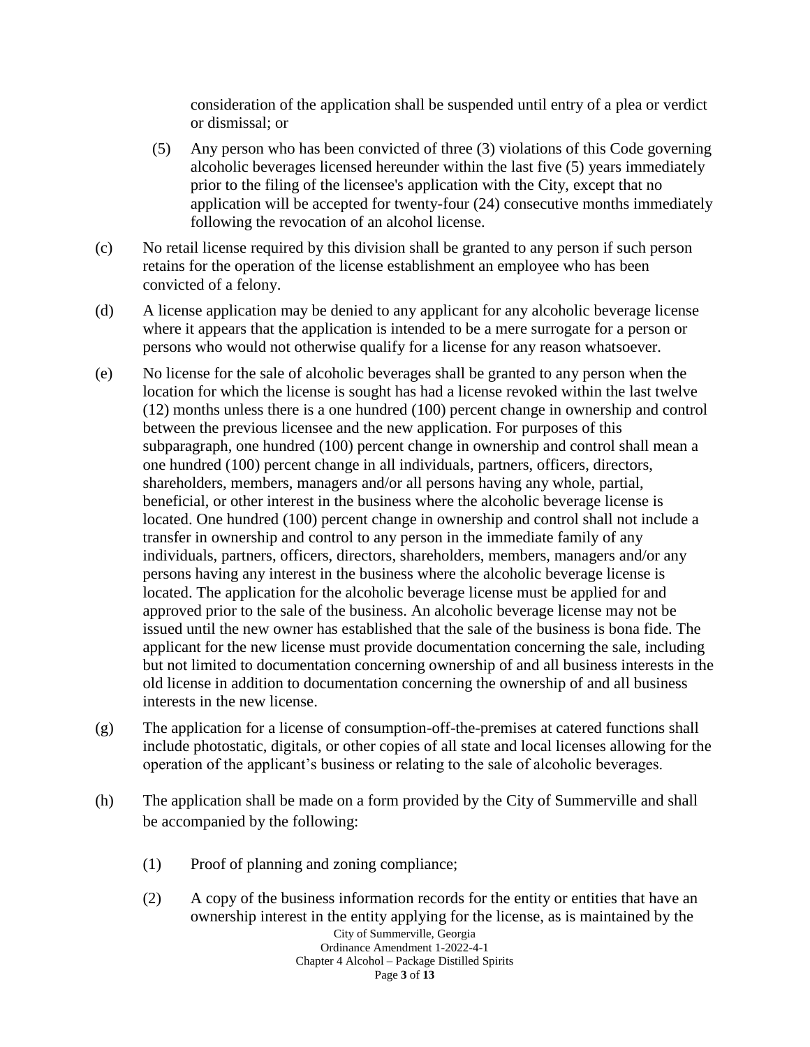consideration of the application shall be suspended until entry of a plea or verdict or dismissal; or

(5) Any person who has been convicted of three (3) violations of this Code governing alcoholic beverages licensed hereunder within the last five (5) years immediately prior to the filing of the licensee's application with the City, except that no application will be accepted for twenty-four (24) consecutive months immediately following the revocation of an alcohol license.

(c) No retail license required by this division shall be granted to any person if such person retains for the operation of the license establishment an employee who has been convicted of a felony.

(d) A license application may be denied to any applicant for any alcoholic beverage license where it appears that the application is intended to be a mere surrogate for a person or persons who would not otherwise qualify for a license for any reason whatsoever.

(e) No license for the sale of alcoholic beverages shall be granted to any person when the location for which the license is sought has had a license revoked within the last twelve (12) months unless there is a one hundred (100) percent change in ownership and control between the previous licensee and the new application. For purposes of this subparagraph, one hundred (100) percent change in ownership and control shall mean a one hundred (100) percent change in all individuals, partners, officers, directors, shareholders, members, managers and/or all persons having any whole, partial, beneficial, or other interest in the business where the alcoholic beverage license is located. One hundred (100) percent change in ownership and control shall not include a transfer in ownership and control to any person in the immediate family of any individuals, partners, officers, directors, shareholders, members, managers and/or any persons having any interest in the business where the alcoholic beverage license is located. The application for the alcoholic beverage license must be applied for and approved prior to the sale of the business. An alcoholic beverage license may not be issued until the new owner has established that the sale of the business is bona fide. The applicant for the new license must provide documentation concerning the sale, including but not limited to documentation concerning ownership of and all business interests in the old license in addition to documentation concerning the ownership of and all business interests in the new license.

(g) The application for a license of consumption-off-the-premises at catered functions shall include photostatic, digitals, or other copies of all state and local licenses allowing for the operation of the applicant's business or relating to the sale of alcoholic beverages.

(h) The application shall be made on a form provided by the City of Summerville and shall be accompanied by the following:

(1) Proof of planning and zoning compliance;

(2) A copy of the business information records for the entity or entities that have an ownership interest in the entity applying for the license, as is maintained by the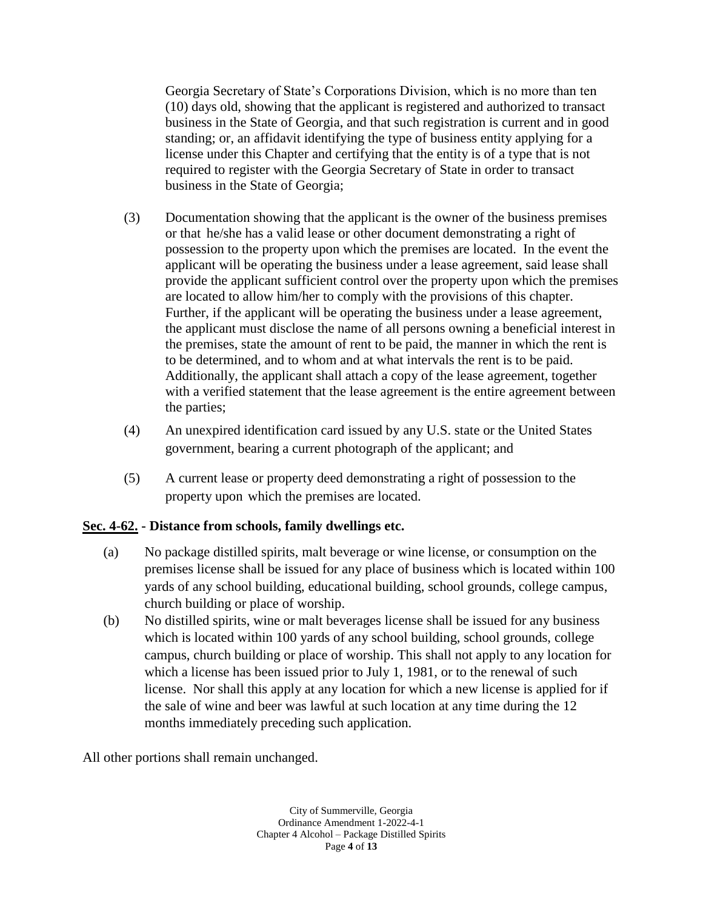Georgia Secretary of State's Corporations Division, which is no more than ten (10) days old, showing that the applicant is registered and authorized to transact business in the State of Georgia, and that such registration is current and in good standing; or, an affidavit identifying the type of business entity applying for a license under this Chapter and certifying that the entity is of a type that is not required to register with the Georgia Secretary of State in order to transact business in the State of Georgia;

(3) Documentation showing that the applicant is the owner of the business premises or that he/she has a valid lease or other document demonstrating a right of possession to the property upon which the premises are located. In the event the applicant will be operating the business under a lease agreement, said lease shall provide the applicant sufficient control over the property upon which the premises are located to allow him/her to comply with the provisions of this chapter. Further, if the applicant will be operating the business under a lease agreement, the applicant must disclose the name of all persons owning a beneficial interest in the premises, state the amount of rent to be paid, the manner in which the rent is to be determined, and to whom and at what intervals the rent is to be paid. Additionally, the applicant shall attach a copy of the lease agreement, together with a verified statement that the lease agreement is the entire agreement between the parties;

(4) An unexpired identification card issued by any U.S. state or the United States government, bearing a current photograph of the applicant; and

(5) A current lease or property deed demonstrating a right of possession to the property upon which the premises are located.

**Sec. 4-62. - Distance from schools, family dwellings etc.**

(a) No package distilled spirits, malt beverage or wine license, or consumption on the premises license shall be issued for any place of business which is located within 100 yards of any school building, educational building, school grounds, college campus, church building or place of worship.

(b) No distilled spirits, wine or malt beverages license shall be issued for any business which is located within 100 yards of any school building, school grounds, college campus, church building or place of worship. This shall not apply to any location for which a license has been issued prior to July 1, 1981, or to the renewal of such license. Nor shall this apply at any location for which a new license is applied for if the sale of wine and beer was lawful at such location at any time during the 12 months immediately preceding such application.

All other portions shall remain unchanged.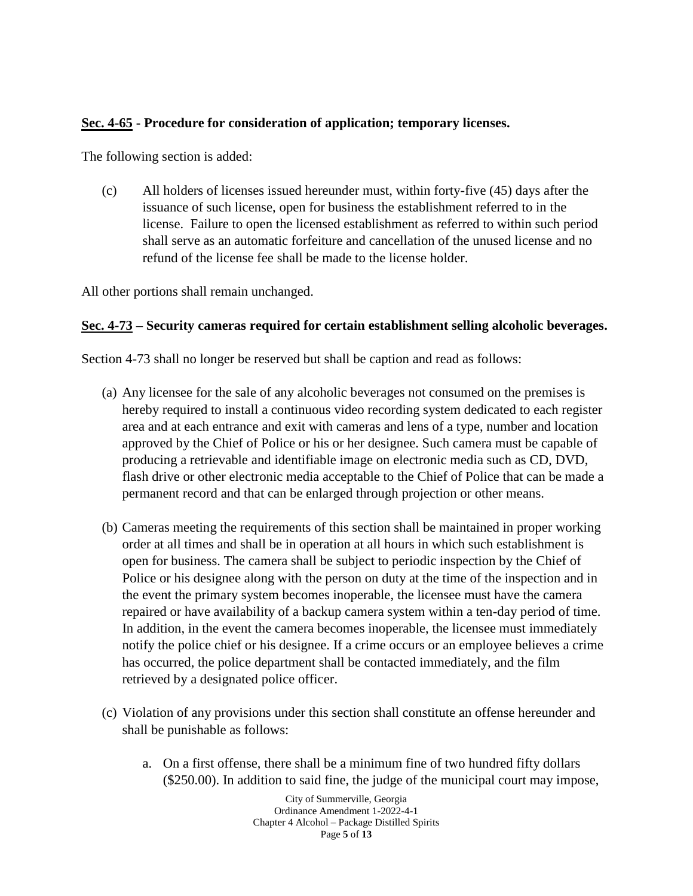**<u>Sec. 4-65</u> - Procedure for consideration of application; temporary licenses.**

The following section is added:

(c) All holders of licenses issued hereunder must, within forty-five (45) days after the issuance of such license, open for business the establishment referred to in the license. Failure to open the licensed establishment as referred to within such period shall serve as an automatic forfeiture and cancellation of the unused license and no refund of the license fee shall be made to the license holder.

All other portions shall remain unchanged.

**<u>Sec. 4-73</u> – Security cameras required for certain establishment selling alcoholic beverages.**

Section 4-73 shall no longer be reserved but shall be caption and read as follows:

(a) Any licensee for the sale of any alcoholic beverages not consumed on the premises is hereby required to install a continuous video recording system dedicated to each register area and at each entrance and exit with cameras and lens of a type, number and location approved by the Chief of Police or his or her designee. Such camera must be capable of producing a retrievable and identifiable image on electronic media such as CD, DVD, flash drive or other electronic media acceptable to the Chief of Police that can be made a permanent record and that can be enlarged through projection or other means.

(b) Cameras meeting the requirements of this section shall be maintained in proper working order at all times and shall be in operation at all hours in which such establishment is open for business. The camera shall be subject to periodic inspection by the Chief of Police or his designee along with the person on duty at the time of the inspection and in the event the primary system becomes inoperable, the licensee must have the camera repaired or have availability of a backup camera system within a ten-day period of time. In addition, in the event the camera becomes inoperable, the licensee must immediately notify the police chief or his designee. If a crime occurs or an employee believes a crime has occurred, the police department shall be contacted immediately, and the film retrieved by a designated police officer.

(c) Violation of any provisions under this section shall constitute an offense hereunder and shall be punishable as follows:

   a. On a first offense, there shall be a minimum fine of two hundred fifty dollars ($250.00). In addition to said fine, the judge of the municipal court may impose,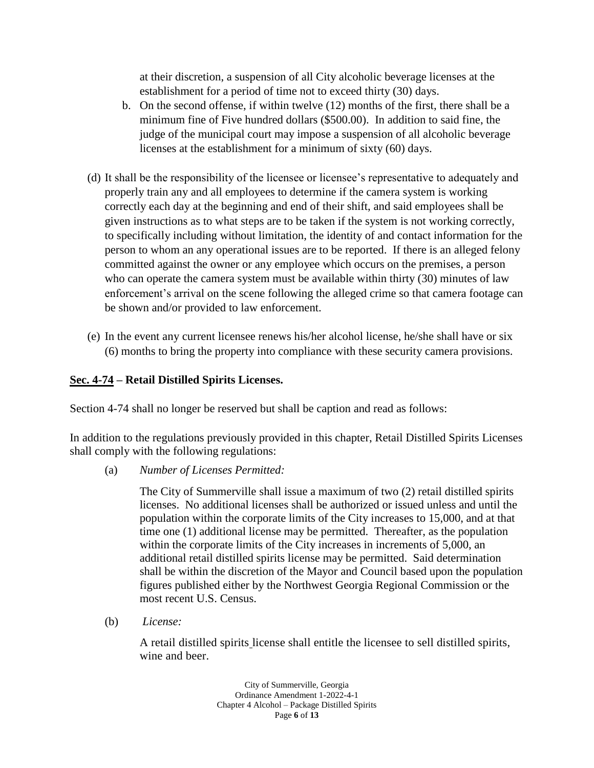at their discretion, a suspension of all City alcoholic beverage licenses at the establishment for a period of time not to exceed thirty (30) days.

b. On the second offense, if within twelve (12) months of the first, there shall be a minimum fine of Five hundred dollars ($500.00). In addition to said fine, the judge of the municipal court may impose a suspension of all alcoholic beverage licenses at the establishment for a minimum of sixty (60) days.

(d) It shall be the responsibility of the licensee or licensee's representative to adequately and properly train any and all employees to determine if the camera system is working correctly each day at the beginning and end of their shift, and said employees shall be given instructions as to what steps are to be taken if the system is not working correctly, to specifically including without limitation, the identity of and contact information for the person to whom an any operational issues are to be reported. If there is an alleged felony committed against the owner or any employee which occurs on the premises, a person who can operate the camera system must be available within thirty (30) minutes of law enforcement's arrival on the scene following the alleged crime so that camera footage can be shown and/or provided to law enforcement.

(e) In the event any current licensee renews his/her alcohol license, he/she shall have or six (6) months to bring the property into compliance with these security camera provisions.

## Sec. 4-74 – Retail Distilled Spirits Licenses.

Section 4-74 shall no longer be reserved but shall be caption and read as follows:

In addition to the regulations previously provided in this chapter, Retail Distilled Spirits Licenses shall comply with the following regulations:

(a) *Number of Licenses Permitted:*

The City of Summerville shall issue a maximum of two (2) retail distilled spirits licenses. No additional licenses shall be authorized or issued unless and until the population within the corporate limits of the City increases to 15,000, and at that time one (1) additional license may be permitted. Thereafter, as the population within the corporate limits of the City increases in increments of 5,000, an additional retail distilled spirits license may be permitted. Said determination shall be within the discretion of the Mayor and Council based upon the population figures published either by the Northwest Georgia Regional Commission or the most recent U.S. Census.

(b) *License:*

A retail distilled spirits license shall entitle the licensee to sell distilled spirits, wine and beer.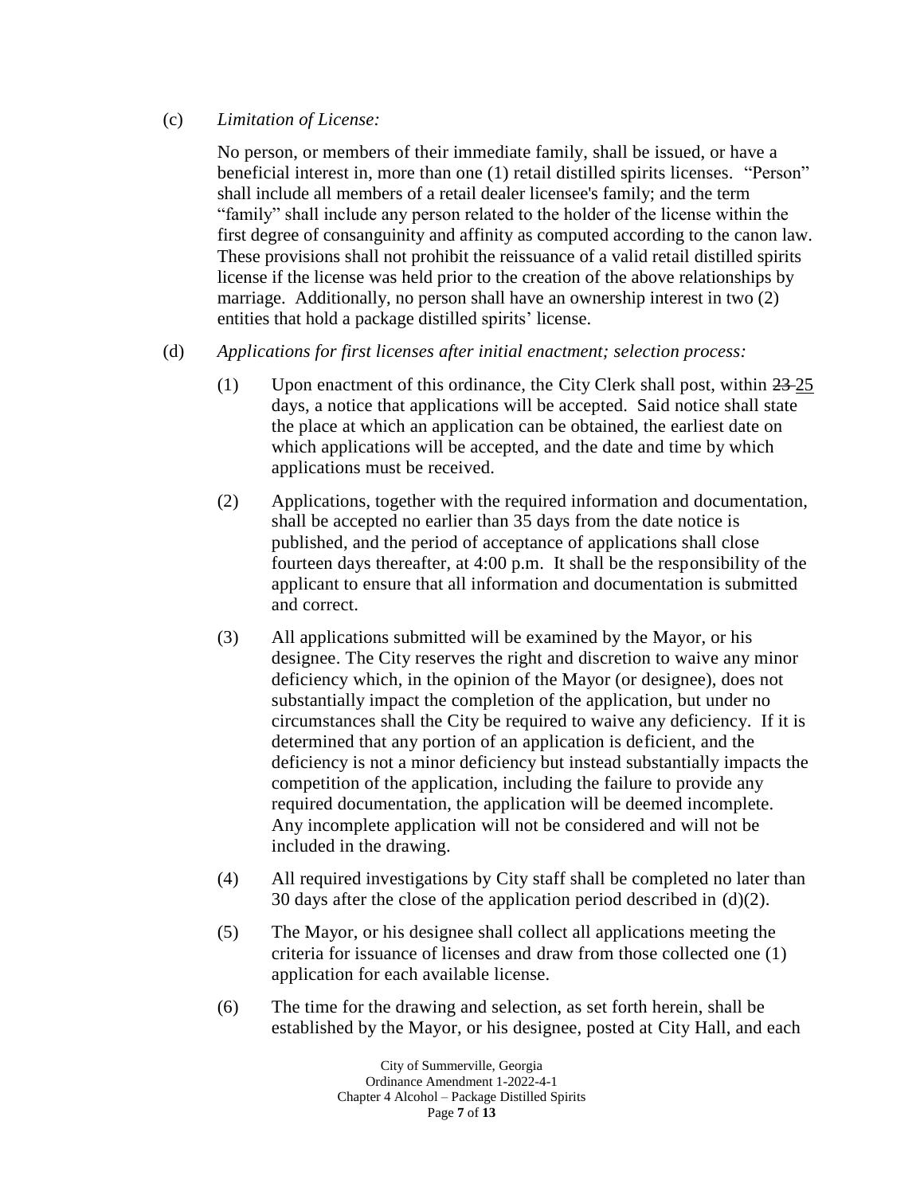(c) *Limitation of License:*

No person, or members of their immediate family, shall be issued, or have a beneficial interest in, more than one (1) retail distilled spirits licenses. "Person" shall include all members of a retail dealer licensee's family; and the term "family" shall include any person related to the holder of the license within the first degree of consanguinity and affinity as computed according to the canon law. These provisions shall not prohibit the reissuance of a valid retail distilled spirits license if the license was held prior to the creation of the above relationships by marriage. Additionally, no person shall have an ownership interest in two (2) entities that hold a package distilled spirits' license.

(d) *Applications for first licenses after initial enactment; selection process:*

(1) Upon enactment of this ordinance, the City Clerk shall post, within ~~23~~ 25 days, a notice that applications will be accepted. Said notice shall state the place at which an application can be obtained, the earliest date on which applications will be accepted, and the date and time by which applications must be received.

(2) Applications, together with the required information and documentation, shall be accepted no earlier than 35 days from the date notice is published, and the period of acceptance of applications shall close fourteen days thereafter, at 4:00 p.m. It shall be the responsibility of the applicant to ensure that all information and documentation is submitted and correct.

(3) All applications submitted will be examined by the Mayor, or his designee. The City reserves the right and discretion to waive any minor deficiency which, in the opinion of the Mayor (or designee), does not substantially impact the completion of the application, but under no circumstances shall the City be required to waive any deficiency. If it is determined that any portion of an application is deficient, and the deficiency is not a minor deficiency but instead substantially impacts the competition of the application, including the failure to provide any required documentation, the application will be deemed incomplete. Any incomplete application will not be considered and will not be included in the drawing.

(4) All required investigations by City staff shall be completed no later than 30 days after the close of the application period described in (d)(2).

(5) The Mayor, or his designee shall collect all applications meeting the criteria for issuance of licenses and draw from those collected one (1) application for each available license.

(6) The time for the drawing and selection, as set forth herein, shall be established by the Mayor, or his designee, posted at City Hall, and each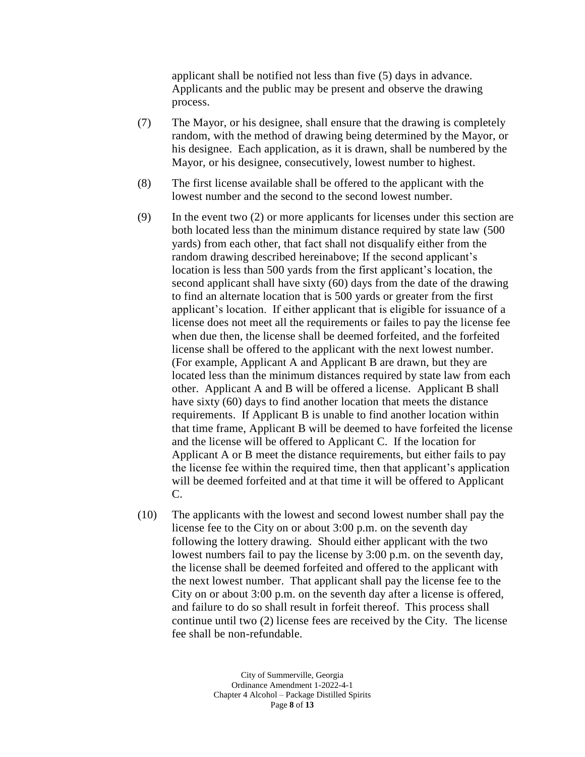applicant shall be notified not less than five (5) days in advance. Applicants and the public may be present and observe the drawing process.

(7) The Mayor, or his designee, shall ensure that the drawing is completely random, with the method of drawing being determined by the Mayor, or his designee. Each application, as it is drawn, shall be numbered by the Mayor, or his designee, consecutively, lowest number to highest.

(8) The first license available shall be offered to the applicant with the lowest number and the second to the second lowest number.

(9) In the event two (2) or more applicants for licenses under this section are both located less than the minimum distance required by state law (500 yards) from each other, that fact shall not disqualify either from the random drawing described hereinabove; If the second applicant's location is less than 500 yards from the first applicant's location, the second applicant shall have sixty (60) days from the date of the drawing to find an alternate location that is 500 yards or greater from the first applicant's location. If either applicant that is eligible for issuance of a license does not meet all the requirements or failes to pay the license fee when due then, the license shall be deemed forfeited, and the forfeited license shall be offered to the applicant with the next lowest number. (For example, Applicant A and Applicant B are drawn, but they are located less than the minimum distances required by state law from each other. Applicant A and B will be offered a license. Applicant B shall have sixty (60) days to find another location that meets the distance requirements. If Applicant B is unable to find another location within that time frame, Applicant B will be deemed to have forfeited the license and the license will be offered to Applicant C. If the location for Applicant A or B meet the distance requirements, but either fails to pay the license fee within the required time, then that applicant's application will be deemed forfeited and at that time it will be offered to Applicant C.

(10) The applicants with the lowest and second lowest number shall pay the license fee to the City on or about 3:00 p.m. on the seventh day following the lottery drawing. Should either applicant with the two lowest numbers fail to pay the license by 3:00 p.m. on the seventh day, the license shall be deemed forfeited and offered to the applicant with the next lowest number. That applicant shall pay the license fee to the City on or about 3:00 p.m. on the seventh day after a license is offered, and failure to do so shall result in forfeit thereof. This process shall continue until two (2) license fees are received by the City. The license fee shall be non-refundable.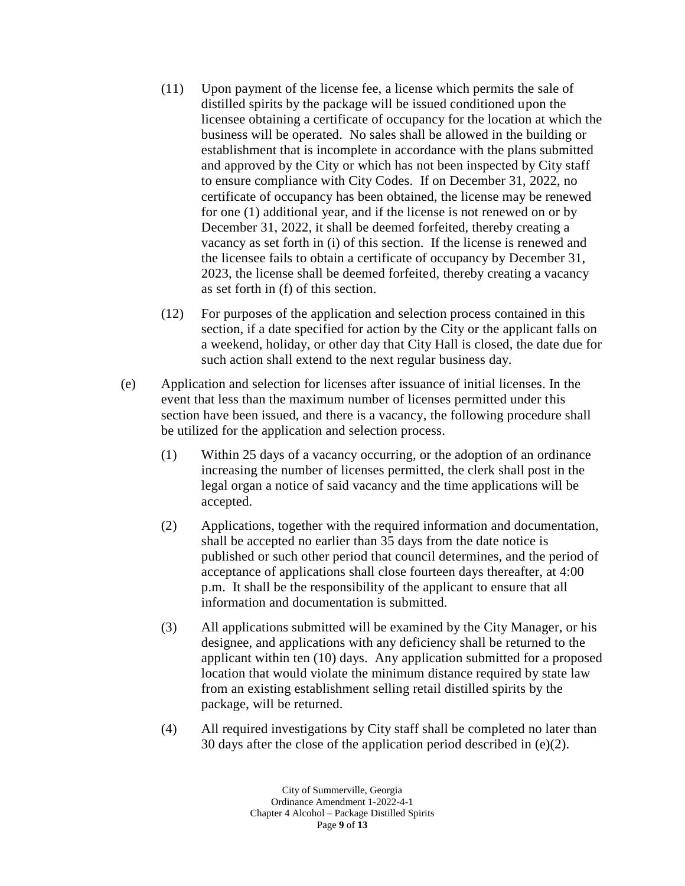(11) Upon payment of the license fee, a license which permits the sale of distilled spirits by the package will be issued conditioned upon the licensee obtaining a certificate of occupancy for the location at which the business will be operated. No sales shall be allowed in the building or establishment that is incomplete in accordance with the plans submitted and approved by the City or which has not been inspected by City staff to ensure compliance with City Codes. If on December 31, 2022, no certificate of occupancy has been obtained, the license may be renewed for one (1) additional year, and if the license is not renewed on or by December 31, 2022, it shall be deemed forfeited, thereby creating a vacancy as set forth in (i) of this section. If the license is renewed and the licensee fails to obtain a certificate of occupancy by December 31, 2023, the license shall be deemed forfeited, thereby creating a vacancy as set forth in (f) of this section.

(12) For purposes of the application and selection process contained in this section, if a date specified for action by the City or the applicant falls on a weekend, holiday, or other day that City Hall is closed, the date due for such action shall extend to the next regular business day.

(e) Application and selection for licenses after issuance of initial licenses. In the event that less than the maximum number of licenses permitted under this section have been issued, and there is a vacancy, the following procedure shall be utilized for the application and selection process.

(1) Within 25 days of a vacancy occurring, or the adoption of an ordinance increasing the number of licenses permitted, the clerk shall post in the legal organ a notice of said vacancy and the time applications will be accepted.

(2) Applications, together with the required information and documentation, shall be accepted no earlier than 35 days from the date notice is published or such other period that council determines, and the period of acceptance of applications shall close fourteen days thereafter, at 4:00 p.m. It shall be the responsibility of the applicant to ensure that all information and documentation is submitted.

(3) All applications submitted will be examined by the City Manager, or his designee, and applications with any deficiency shall be returned to the applicant within ten (10) days. Any application submitted for a proposed location that would violate the minimum distance required by state law from an existing establishment selling retail distilled spirits by the package, will be returned.

(4) All required investigations by City staff shall be completed no later than 30 days after the close of the application period described in (e)(2).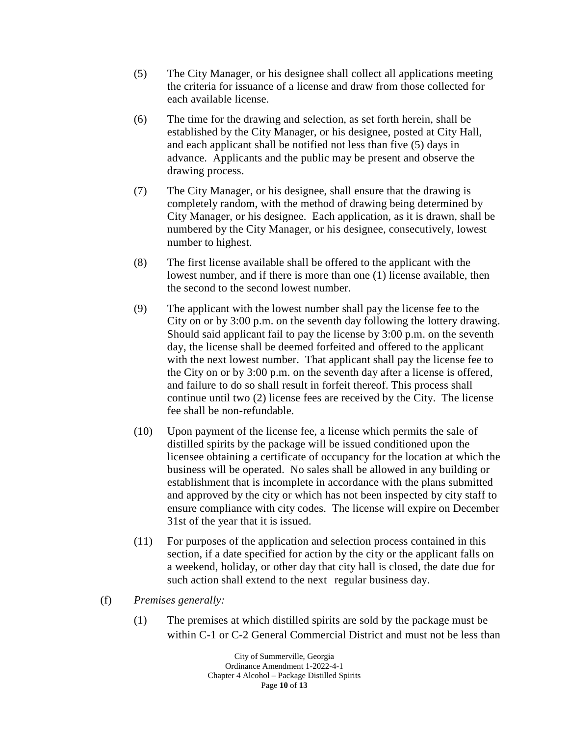(5) The City Manager, or his designee shall collect all applications meeting the criteria for issuance of a license and draw from those collected for each available license.

(6) The time for the drawing and selection, as set forth herein, shall be established by the City Manager, or his designee, posted at City Hall, and each applicant shall be notified not less than five (5) days in advance. Applicants and the public may be present and observe the drawing process.

(7) The City Manager, or his designee, shall ensure that the drawing is completely random, with the method of drawing being determined by City Manager, or his designee. Each application, as it is drawn, shall be numbered by the City Manager, or his designee, consecutively, lowest number to highest.

(8) The first license available shall be offered to the applicant with the lowest number, and if there is more than one (1) license available, then the second to the second lowest number.

(9) The applicant with the lowest number shall pay the license fee to the City on or by 3:00 p.m. on the seventh day following the lottery drawing. Should said applicant fail to pay the license by 3:00 p.m. on the seventh day, the license shall be deemed forfeited and offered to the applicant with the next lowest number. That applicant shall pay the license fee to the City on or by 3:00 p.m. on the seventh day after a license is offered, and failure to do so shall result in forfeit thereof. This process shall continue until two (2) license fees are received by the City. The license fee shall be non-refundable.

(10) Upon payment of the license fee, a license which permits the sale of distilled spirits by the package will be issued conditioned upon the licensee obtaining a certificate of occupancy for the location at which the business will be operated. No sales shall be allowed in any building or establishment that is incomplete in accordance with the plans submitted and approved by the city or which has not been inspected by city staff to ensure compliance with city codes. The license will expire on December 31st of the year that it is issued.

(11) For purposes of the application and selection process contained in this section, if a date specified for action by the city or the applicant falls on a weekend, holiday, or other day that city hall is closed, the date due for such action shall extend to the next regular business day.

(f) *Premises generally:*

(1) The premises at which distilled spirits are sold by the package must be within C-1 or C-2 General Commercial District and must not be less than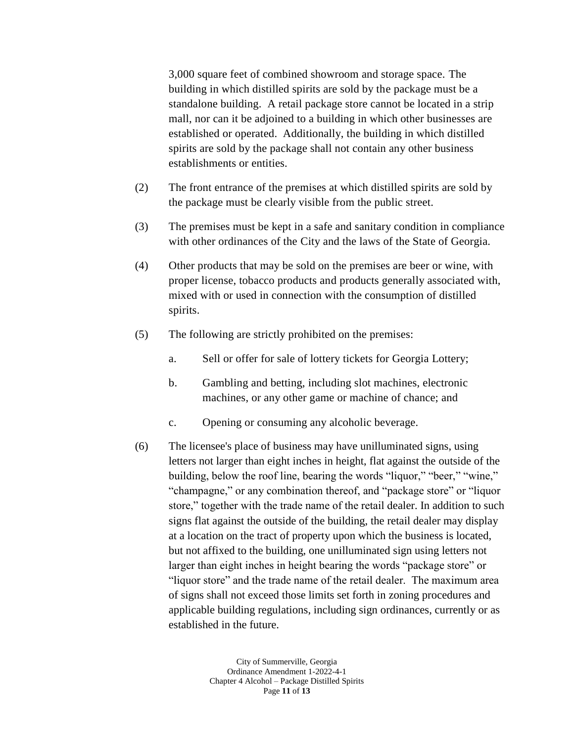3,000 square feet of combined showroom and storage space. The building in which distilled spirits are sold by the package must be a standalone building. A retail package store cannot be located in a strip mall, nor can it be adjoined to a building in which other businesses are established or operated. Additionally, the building in which distilled spirits are sold by the package shall not contain any other business establishments or entities.

(2) The front entrance of the premises at which distilled spirits are sold by the package must be clearly visible from the public street.

(3) The premises must be kept in a safe and sanitary condition in compliance with other ordinances of the City and the laws of the State of Georgia.

(4) Other products that may be sold on the premises are beer or wine, with proper license, tobacco products and products generally associated with, mixed with or used in connection with the consumption of distilled spirits.

(5) The following are strictly prohibited on the premises:

a. Sell or offer for sale of lottery tickets for Georgia Lottery;

b. Gambling and betting, including slot machines, electronic machines, or any other game or machine of chance; and

c. Opening or consuming any alcoholic beverage.

(6) The licensee's place of business may have unilluminated signs, using letters not larger than eight inches in height, flat against the outside of the building, below the roof line, bearing the words "liquor," "beer," "wine," "champagne," or any combination thereof, and "package store" or "liquor store," together with the trade name of the retail dealer. In addition to such signs flat against the outside of the building, the retail dealer may display at a location on the tract of property upon which the business is located, but not affixed to the building, one unilluminated sign using letters not larger than eight inches in height bearing the words "package store" or "liquor store" and the trade name of the retail dealer. The maximum area of signs shall not exceed those limits set forth in zoning procedures and applicable building regulations, including sign ordinances, currently or as established in the future.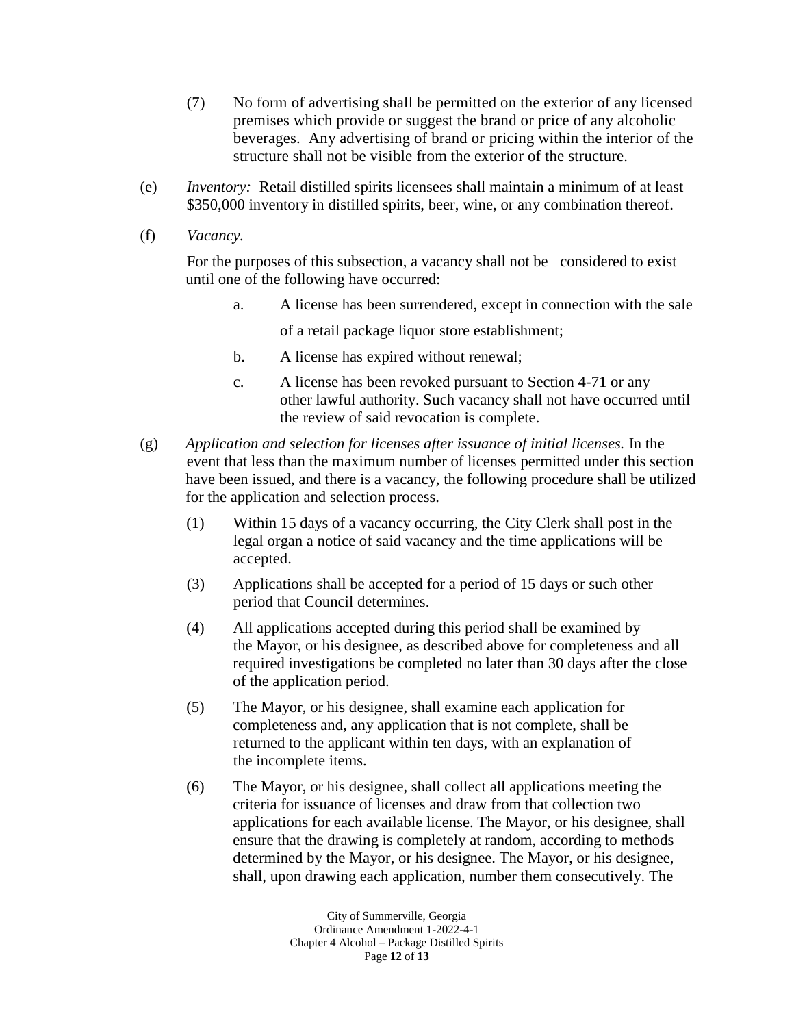(7) No form of advertising shall be permitted on the exterior of any licensed premises which provide or suggest the brand or price of any alcoholic beverages. Any advertising of brand or pricing within the interior of the structure shall not be visible from the exterior of the structure.

(e) *Inventory:* Retail distilled spirits licensees shall maintain a minimum of at least $350,000 inventory in distilled spirits, beer, wine, or any combination thereof.

(f) *Vacancy.*

For the purposes of this subsection, a vacancy shall not be considered to exist until one of the following have occurred:

a. A license has been surrendered, except in connection with the sale of a retail package liquor store establishment;

b. A license has expired without renewal;

c. A license has been revoked pursuant to Section 4-71 or any other lawful authority. Such vacancy shall not have occurred until the review of said revocation is complete.

(g) *Application and selection for licenses after issuance of initial licenses.* In the event that less than the maximum number of licenses permitted under this section have been issued, and there is a vacancy, the following procedure shall be utilized for the application and selection process.

(1) Within 15 days of a vacancy occurring, the City Clerk shall post in the legal organ a notice of said vacancy and the time applications will be accepted.

(3) Applications shall be accepted for a period of 15 days or such other period that Council determines.

(4) All applications accepted during this period shall be examined by the Mayor, or his designee, as described above for completeness and all required investigations be completed no later than 30 days after the close of the application period.

(5) The Mayor, or his designee, shall examine each application for completeness and, any application that is not complete, shall be returned to the applicant within ten days, with an explanation of the incomplete items.

(6) The Mayor, or his designee, shall collect all applications meeting the criteria for issuance of licenses and draw from that collection two applications for each available license. The Mayor, or his designee, shall ensure that the drawing is completely at random, according to methods determined by the Mayor, or his designee. The Mayor, or his designee, shall, upon drawing each application, number them consecutively. The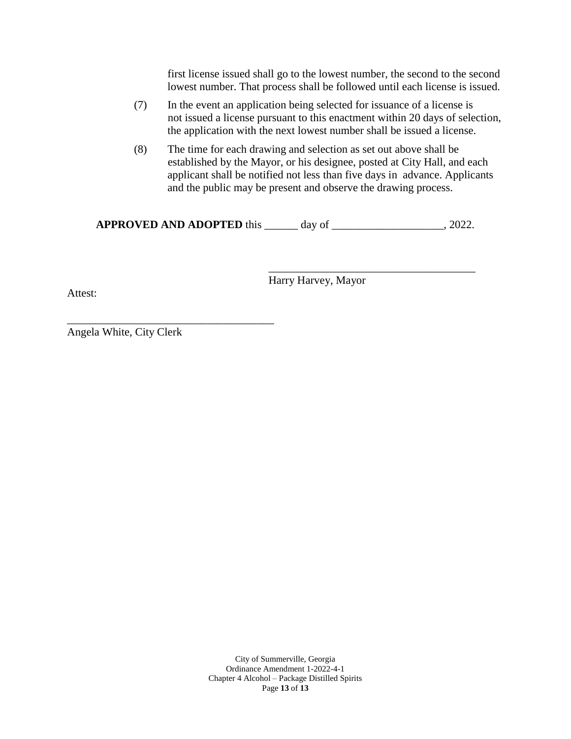first license issued shall go to the lowest number, the second to the second lowest number. That process shall be followed until each license is issued.

(7) In the event an application being selected for issuance of a license is not issued a license pursuant to this enactment within 20 days of selection, the application with the next lowest number shall be issued a license.

(8) The time for each drawing and selection as set out above shall be established by the Mayor, or his designee, posted at City Hall, and each applicant shall be notified not less than five days in advance. Applicants and the public may be present and observe the drawing process.

**APPROVED AND ADOPTED** this ______ day of ____________________, 2022.

_____________________________________
Harry Harvey, Mayor

Attest:

_____________________________________
Angela White, City Clerk